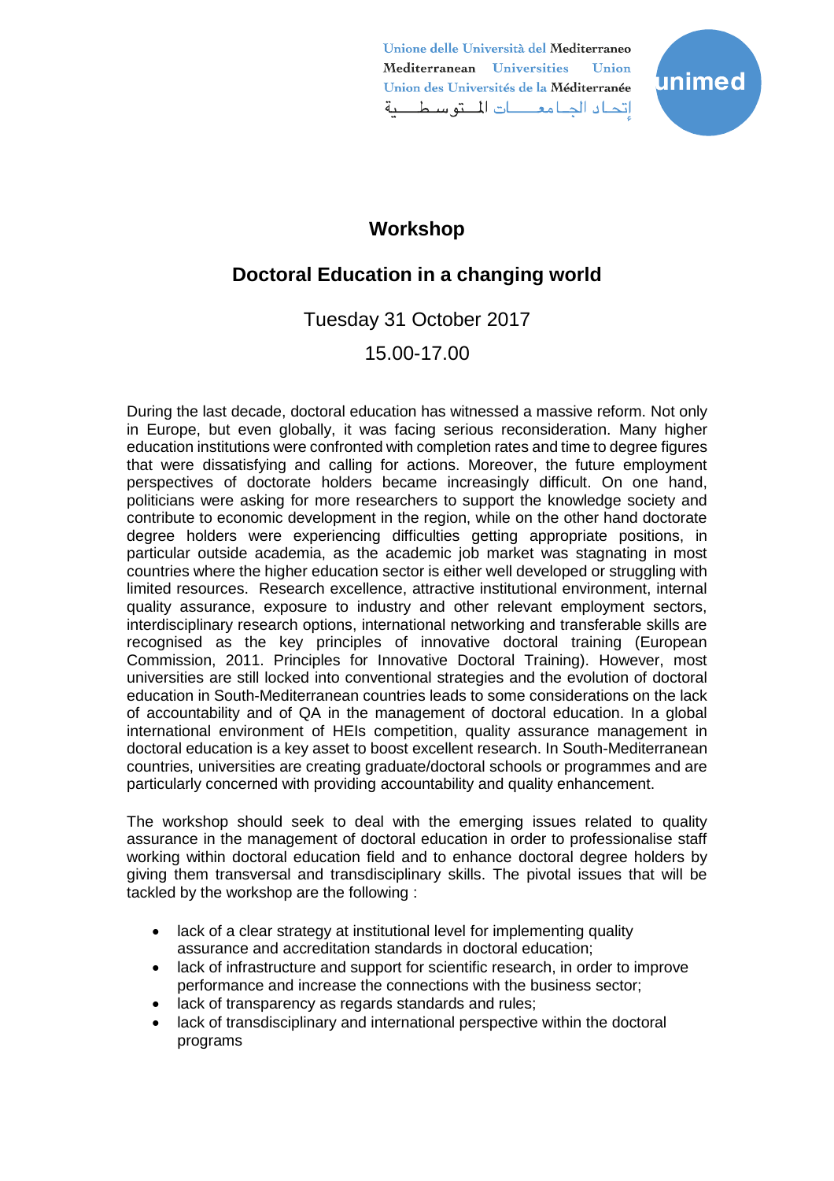Unione delle Università del Mediterraneo
Mediterranean Universities Union
Union des Universités de la Méditerranée
إتحاد الجامعات المتوسطية

unimed

# Workshop

## Doctoral Education in a changing world

Tuesday 31 October 2017

15.00-17.00

During the last decade, doctoral education has witnessed a massive reform. Not only in Europe, but even globally, it was facing serious reconsideration. Many higher education institutions were confronted with completion rates and time to degree figures that were dissatisfying and calling for actions. Moreover, the future employment perspectives of doctorate holders became increasingly difficult. On one hand, politicians were asking for more researchers to support the knowledge society and contribute to economic development in the region, while on the other hand doctorate degree holders were experiencing difficulties getting appropriate positions, in particular outside academia, as the academic job market was stagnating in most countries where the higher education sector is either well developed or struggling with limited resources. Research excellence, attractive institutional environment, internal quality assurance, exposure to industry and other relevant employment sectors, interdisciplinary research options, international networking and transferable skills are recognised as the key principles of innovative doctoral training (European Commission, 2011. Principles for Innovative Doctoral Training). However, most universities are still locked into conventional strategies and the evolution of doctoral education in South-Mediterranean countries leads to some considerations on the lack of accountability and of QA in the management of doctoral education. In a global international environment of HEIs competition, quality assurance management in doctoral education is a key asset to boost excellent research. In South-Mediterranean countries, universities are creating graduate/doctoral schools or programmes and are particularly concerned with providing accountability and quality enhancement.

The workshop should seek to deal with the emerging issues related to quality assurance in the management of doctoral education in order to professionalise staff working within doctoral education field and to enhance doctoral degree holders by giving them transversal and transdisciplinary skills. The pivotal issues that will be tackled by the workshop are the following :

- lack of a clear strategy at institutional level for implementing quality assurance and accreditation standards in doctoral education;
- lack of infrastructure and support for scientific research, in order to improve performance and increase the connections with the business sector;
- lack of transparency as regards standards and rules;
- lack of transdisciplinary and international perspective within the doctoral programs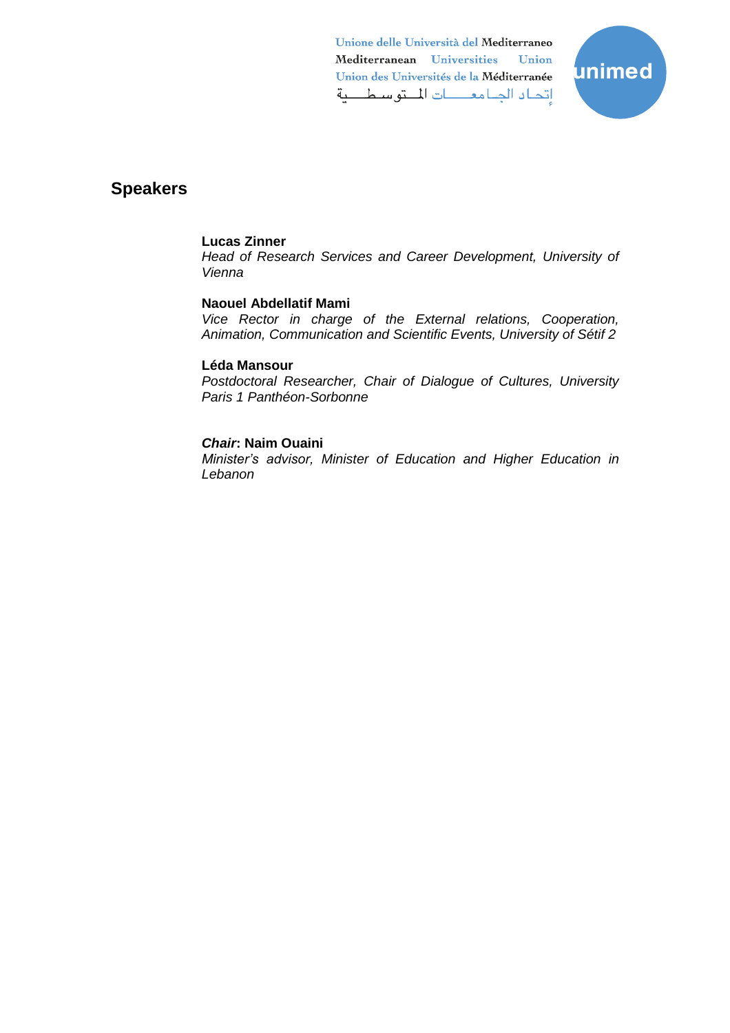## Speakers

**Lucas Zinner**
*Head of Research Services and Career Development, University of Vienna*

**Naouel Abdellatif Mami**
*Vice Rector in charge of the External relations, Cooperation, Animation, Communication and Scientific Events, University of Sétif 2*

**Léda Mansour**
*Postdoctoral Researcher, Chair of Dialogue of Cultures, University Paris 1 Panthéon-Sorbonne*

***Chair*: Naim Ouaini**
*Minister's advisor, Minister of Education and Higher Education in Lebanon*